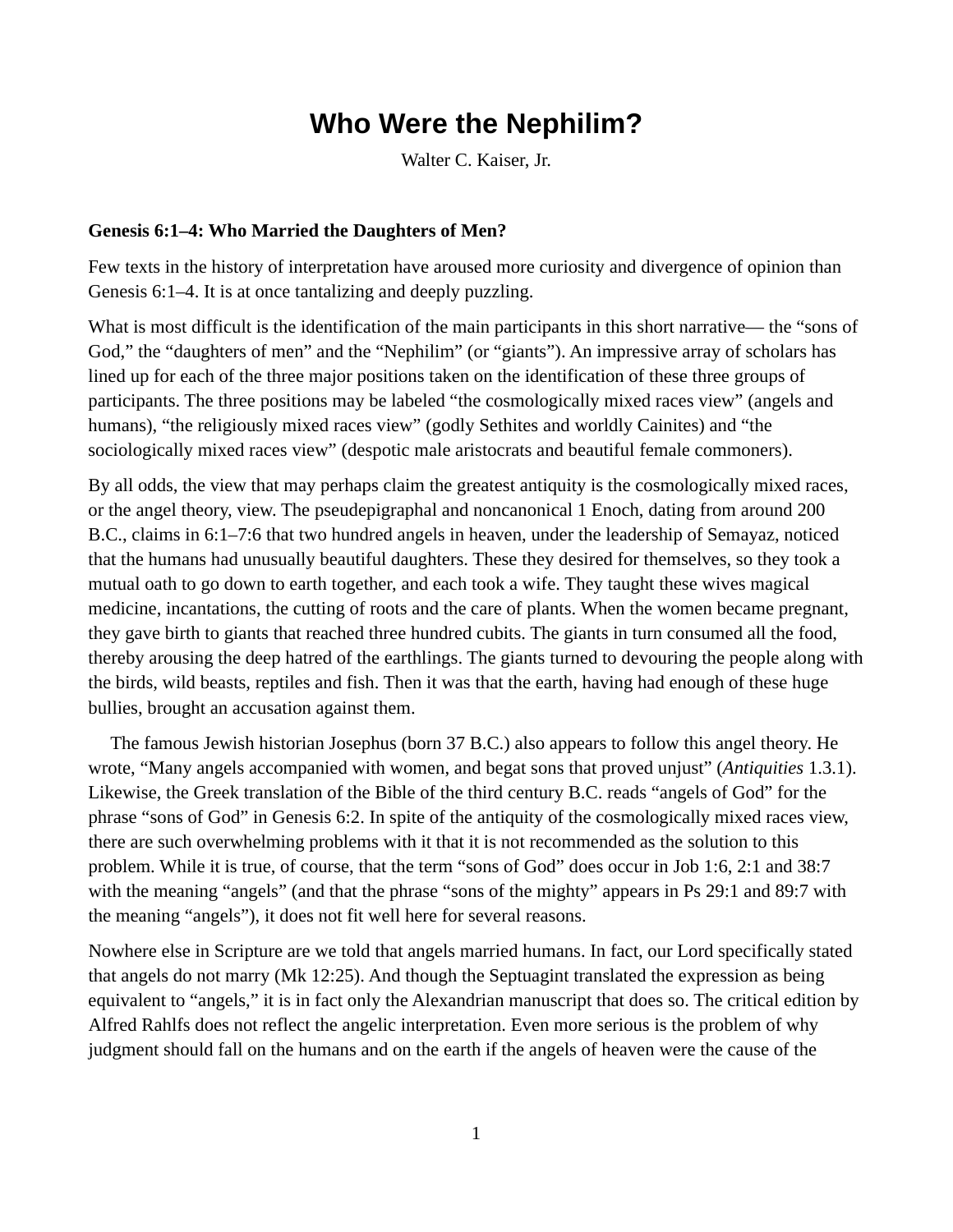# Who Were the Nephilim?

Walter C. Kaiser, Jr.

**Genesis 6:1–4: Who Married the Daughters of Men?**

Few texts in the history of interpretation have aroused more curiosity and divergence of opinion than Genesis 6:1–4. It is at once tantalizing and deeply puzzling.

What is most difficult is the identification of the main participants in this short narrative— the "sons of God," the "daughters of men" and the "Nephilim" (or "giants"). An impressive array of scholars has lined up for each of the three major positions taken on the identification of these three groups of participants. The three positions may be labeled "the cosmologically mixed races view" (angels and humans), "the religiously mixed races view" (godly Sethites and worldly Cainites) and "the sociologically mixed races view" (despotic male aristocrats and beautiful female commoners).

By all odds, the view that may perhaps claim the greatest antiquity is the cosmologically mixed races, or the angel theory, view. The pseudepigraphal and noncanonical 1 Enoch, dating from around 200 B.C., claims in 6:1–7:6 that two hundred angels in heaven, under the leadership of Semayaz, noticed that the humans had unusually beautiful daughters. These they desired for themselves, so they took a mutual oath to go down to earth together, and each took a wife. They taught these wives magical medicine, incantations, the cutting of roots and the care of plants. When the women became pregnant, they gave birth to giants that reached three hundred cubits. The giants in turn consumed all the food, thereby arousing the deep hatred of the earthlings. The giants turned to devouring the people along with the birds, wild beasts, reptiles and fish. Then it was that the earth, having had enough of these huge bullies, brought an accusation against them.

The famous Jewish historian Josephus (born 37 B.C.) also appears to follow this angel theory. He wrote, "Many angels accompanied with women, and begat sons that proved unjust" (*Antiquities* 1.3.1). Likewise, the Greek translation of the Bible of the third century B.C. reads "angels of God" for the phrase "sons of God" in Genesis 6:2. In spite of the antiquity of the cosmologically mixed races view, there are such overwhelming problems with it that it is not recommended as the solution to this problem. While it is true, of course, that the term "sons of God" does occur in Job 1:6, 2:1 and 38:7 with the meaning "angels" (and that the phrase "sons of the mighty" appears in Ps 29:1 and 89:7 with the meaning "angels"), it does not fit well here for several reasons.

Nowhere else in Scripture are we told that angels married humans. In fact, our Lord specifically stated that angels do not marry (Mk 12:25). And though the Septuagint translated the expression as being equivalent to "angels," it is in fact only the Alexandrian manuscript that does so. The critical edition by Alfred Rahlfs does not reflect the angelic interpretation. Even more serious is the problem of why judgment should fall on the humans and on the earth if the angels of heaven were the cause of the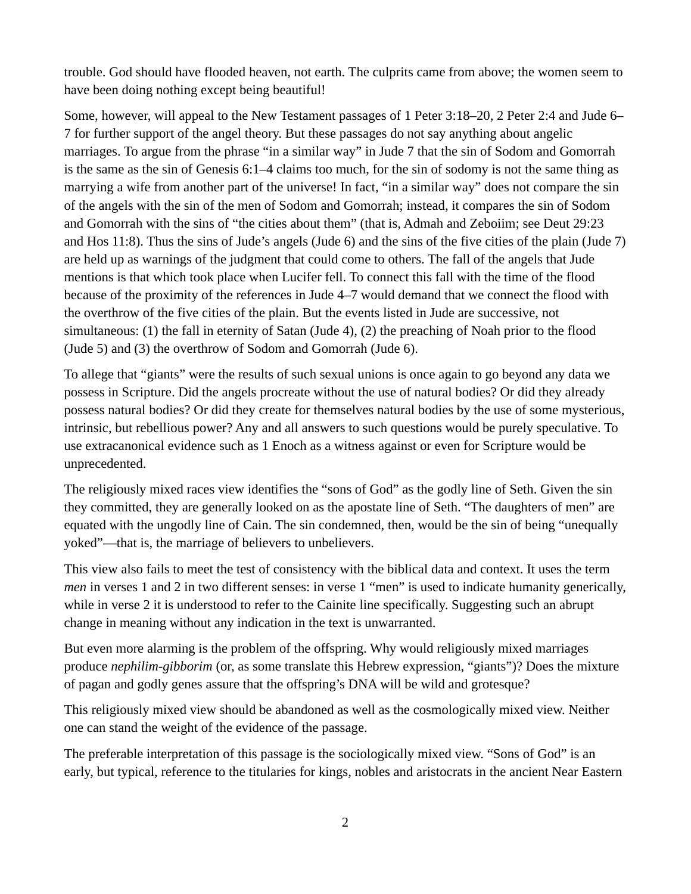trouble. God should have flooded heaven, not earth. The culprits came from above; the women seem to have been doing nothing except being beautiful!

Some, however, will appeal to the New Testament passages of 1 Peter 3:18–20, 2 Peter 2:4 and Jude 6–7 for further support of the angel theory. But these passages do not say anything about angelic marriages. To argue from the phrase “in a similar way” in Jude 7 that the sin of Sodom and Gomorrah is the same as the sin of Genesis 6:1–4 claims too much, for the sin of sodomy is not the same thing as marrying a wife from another part of the universe! In fact, “in a similar way” does not compare the sin of the angels with the sin of the men of Sodom and Gomorrah; instead, it compares the sin of Sodom and Gomorrah with the sins of “the cities about them” (that is, Admah and Zeboiim; see Deut 29:23 and Hos 11:8). Thus the sins of Jude’s angels (Jude 6) and the sins of the five cities of the plain (Jude 7) are held up as warnings of the judgment that could come to others. The fall of the angels that Jude mentions is that which took place when Lucifer fell. To connect this fall with the time of the flood because of the proximity of the references in Jude 4–7 would demand that we connect the flood with the overthrow of the five cities of the plain. But the events listed in Jude are successive, not simultaneous: (1) the fall in eternity of Satan (Jude 4), (2) the preaching of Noah prior to the flood (Jude 5) and (3) the overthrow of Sodom and Gomorrah (Jude 6).

To allege that “giants” were the results of such sexual unions is once again to go beyond any data we possess in Scripture. Did the angels procreate without the use of natural bodies? Or did they already possess natural bodies? Or did they create for themselves natural bodies by the use of some mysterious, intrinsic, but rebellious power? Any and all answers to such questions would be purely speculative. To use extracanonical evidence such as 1 Enoch as a witness against or even for Scripture would be unprecedented.

The religiously mixed races view identifies the “sons of God” as the godly line of Seth. Given the sin they committed, they are generally looked on as the apostate line of Seth. “The daughters of men” are equated with the ungodly line of Cain. The sin condemned, then, would be the sin of being “unequally yoked”—that is, the marriage of believers to unbelievers.

This view also fails to meet the test of consistency with the biblical data and context. It uses the term *men* in verses 1 and 2 in two different senses: in verse 1 “men” is used to indicate humanity generically, while in verse 2 it is understood to refer to the Cainite line specifically. Suggesting such an abrupt change in meaning without any indication in the text is unwarranted.

But even more alarming is the problem of the offspring. Why would religiously mixed marriages produce *nephilim-gibborim* (or, as some translate this Hebrew expression, “giants”)? Does the mixture of pagan and godly genes assure that the offspring’s DNA will be wild and grotesque?

This religiously mixed view should be abandoned as well as the cosmologically mixed view. Neither one can stand the weight of the evidence of the passage.

The preferable interpretation of this passage is the sociologically mixed view. “Sons of God” is an early, but typical, reference to the titularies for kings, nobles and aristocrats in the ancient Near Eastern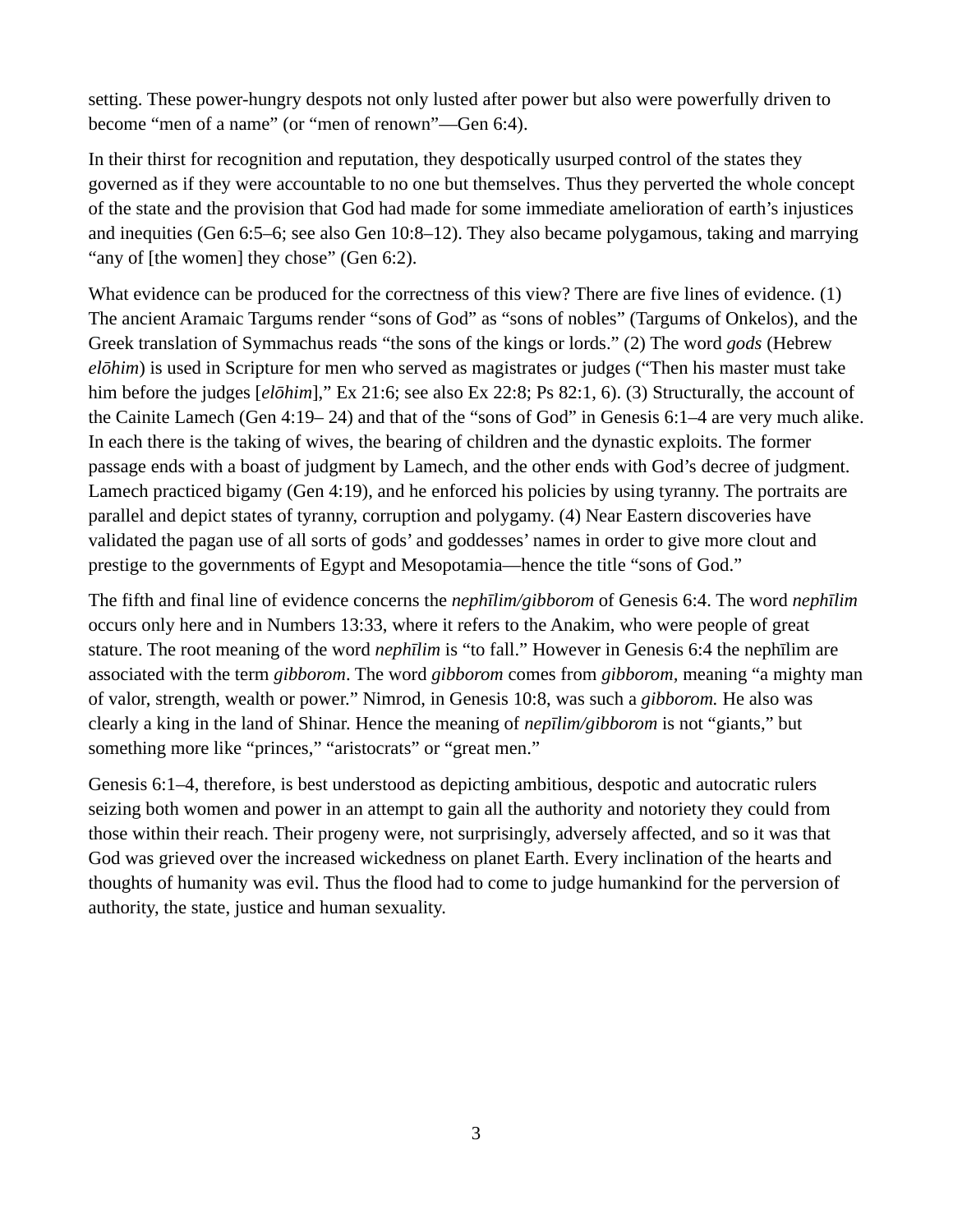setting. These power-hungry despots not only lusted after power but also were powerfully driven to become “men of a name” (or “men of renown”—Gen 6:4).

In their thirst for recognition and reputation, they despotically usurped control of the states they governed as if they were accountable to no one but themselves. Thus they perverted the whole concept of the state and the provision that God had made for some immediate amelioration of earth’s injustices and inequities (Gen 6:5–6; see also Gen 10:8–12). They also became polygamous, taking and marrying “any of [the women] they chose” (Gen 6:2).

What evidence can be produced for the correctness of this view? There are five lines of evidence. (1) The ancient Aramaic Targums render “sons of God” as “sons of nobles” (Targums of Onkelos), and the Greek translation of Symmachus reads “the sons of the kings or lords.” (2) The word *gods* (Hebrew *elōhim*) is used in Scripture for men who served as magistrates or judges (“Then his master must take him before the judges [*elōhim*],” Ex 21:6; see also Ex 22:8; Ps 82:1, 6). (3) Structurally, the account of the Cainite Lamech (Gen 4:19– 24) and that of the “sons of God” in Genesis 6:1–4 are very much alike. In each there is the taking of wives, the bearing of children and the dynastic exploits. The former passage ends with a boast of judgment by Lamech, and the other ends with God’s decree of judgment. Lamech practiced bigamy (Gen 4:19), and he enforced his policies by using tyranny. The portraits are parallel and depict states of tyranny, corruption and polygamy. (4) Near Eastern discoveries have validated the pagan use of all sorts of gods’ and goddesses’ names in order to give more clout and prestige to the governments of Egypt and Mesopotamia—hence the title “sons of God.”

The fifth and final line of evidence concerns the *nephīlim/gibborom* of Genesis 6:4. The word *nephīlim* occurs only here and in Numbers 13:33, where it refers to the Anakim, who were people of great stature. The root meaning of the word *nephīlim* is “to fall.” However in Genesis 6:4 the nephīlim are associated with the term *gibborom*. The word *gibborom* comes from *gibborom,* meaning “a mighty man of valor, strength, wealth or power.” Nimrod, in Genesis 10:8, was such a *gibborom.* He also was clearly a king in the land of Shinar. Hence the meaning of *nepīlim/gibborom* is not “giants,” but something more like “princes,” “aristocrats” or “great men.”

Genesis 6:1–4, therefore, is best understood as depicting ambitious, despotic and autocratic rulers seizing both women and power in an attempt to gain all the authority and notoriety they could from those within their reach. Their progeny were, not surprisingly, adversely affected, and so it was that God was grieved over the increased wickedness on planet Earth. Every inclination of the hearts and thoughts of humanity was evil. Thus the flood had to come to judge humankind for the perversion of authority, the state, justice and human sexuality.